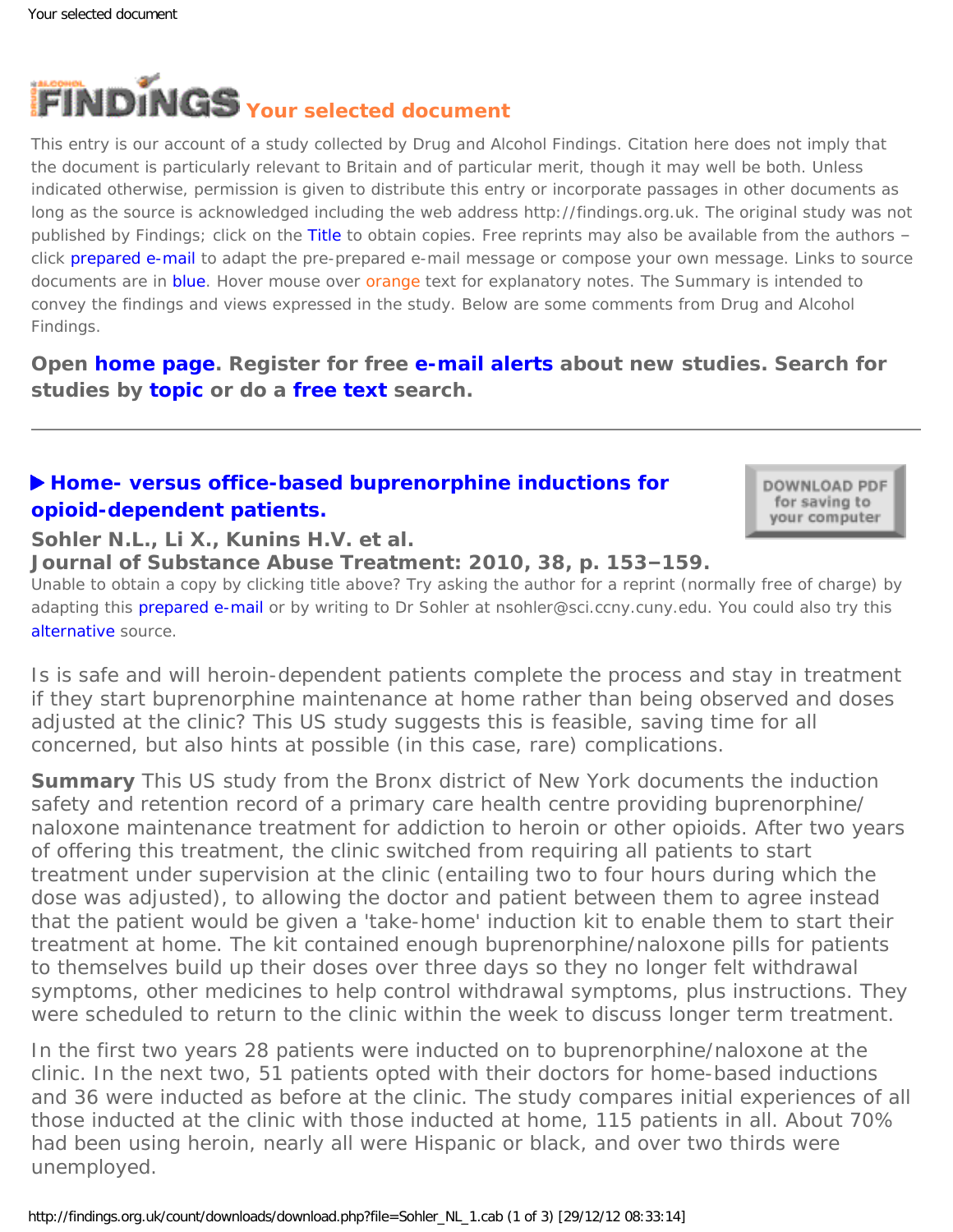# FINDINGS Your selected document

This entry is our account of a study collected by Drug and Alcohol Findings. Citation here does not imply that the document is particularly relevant to Britain and of particular merit, though it may well be both. Unless indicated otherwise, permission is given to distribute this entry or incorporate passages in other documents as long as the source is acknowledged including the web address http://findings.org.uk. The original study was not published by Findings; click on the Title to obtain copies. Free reprints may also be available from the authors – click prepared e-mail to adapt the pre-prepared e-mail message or compose your own message. Links to source documents are in blue. Hover mouse over orange text for explanatory notes. The Summary is intended to convey the findings and views expressed in the study. Below are some comments from Drug and Alcohol Findings.

**Open home page. Register for free e-mail alerts about new studies. Search for studies by topic or do a free text search.**

---

## ▶ Home- versus office-based buprenorphine inductions for opioid-dependent patients.

**Sohler N.L., Li X., Kunins H.V. et al.**
**Journal of Substance Abuse Treatment: 2010, 38, p. 153–159.**

Unable to obtain a copy by clicking title above? Try asking the author for a reprint (normally free of charge) by adapting this prepared e-mail or by writing to Dr Sohler at nsohler@sci.ccny.cuny.edu. You could also try this alternative source.

Is is safe and will heroin-dependent patients complete the process and stay in treatment if they start buprenorphine maintenance at home rather than being observed and doses adjusted at the clinic? This US study suggests this is feasible, saving time for all concerned, but also hints at possible (in this case, rare) complications.

**Summary** This US study from the Bronx district of New York documents the induction safety and retention record of a primary care health centre providing buprenorphine/naloxone maintenance treatment for addiction to heroin or other opioids. After two years of offering this treatment, the clinic switched from requiring all patients to start treatment under supervision at the clinic (entailing two to four hours during which the dose was adjusted), to allowing the doctor and patient between them to agree instead that the patient would be given a 'take-home' induction kit to enable them to start their treatment at home. The kit contained enough buprenorphine/naloxone pills for patients to themselves build up their doses over three days so they no longer felt withdrawal symptoms, other medicines to help control withdrawal symptoms, plus instructions. They were scheduled to return to the clinic within the week to discuss longer term treatment.

In the first two years 28 patients were inducted on to buprenorphine/naloxone at the clinic. In the next two, 51 patients opted with their doctors for home-based inductions and 36 were inducted as before at the clinic. The study compares initial experiences of all those inducted at the clinic with those inducted at home, 115 patients in all. About 70% had been using heroin, nearly all were Hispanic or black, and over two thirds were unemployed.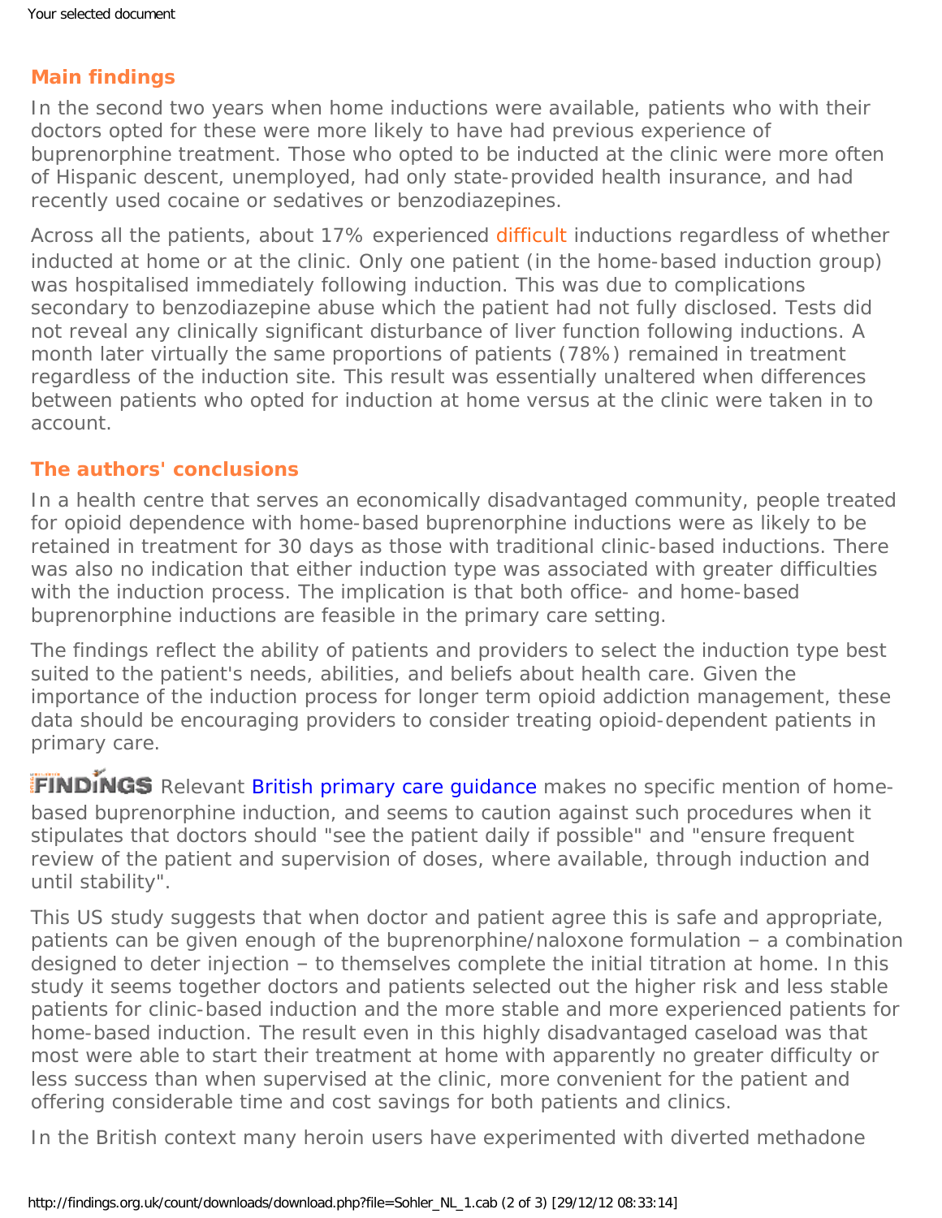### Main findings

In the second two years when home inductions were available, patients who with their doctors opted for these were more likely to have had previous experience of buprenorphine treatment. Those who opted to be inducted at the clinic were more often of Hispanic descent, unemployed, had only state-provided health insurance, and had recently used cocaine or sedatives or benzodiazepines.

Across all the patients, about 17% experienced difficult inductions regardless of whether inducted at home or at the clinic. Only one patient (in the home-based induction group) was hospitalised immediately following induction. This was due to complications secondary to benzodiazepine abuse which the patient had not fully disclosed. Tests did not reveal any clinically significant disturbance of liver function following inductions. A month later virtually the same proportions of patients (78%) remained in treatment regardless of the induction site. This result was essentially unaltered when differences between patients who opted for induction at home versus at the clinic were taken in to account.

### The authors' conclusions

In a health centre that serves an economically disadvantaged community, people treated for opioid dependence with home-based buprenorphine inductions were as likely to be retained in treatment for 30 days as those with traditional clinic-based inductions. There was also no indication that either induction type was associated with greater difficulties with the induction process. The implication is that both office- and home-based buprenorphine inductions are feasible in the primary care setting.

The findings reflect the ability of patients and providers to select the induction type best suited to the patient's needs, abilities, and beliefs about health care. Given the importance of the induction process for longer term opioid addiction management, these data should be encouraging providers to consider treating opioid-dependent patients in primary care.

FINDINGS Relevant British primary care guidance makes no specific mention of home-based buprenorphine induction, and seems to caution against such procedures when it stipulates that doctors should "see the patient daily if possible" and "ensure frequent review of the patient and supervision of doses, where available, through induction and until stability".

This US study suggests that when doctor and patient agree this is safe and appropriate, patients can be given enough of the buprenorphine/naloxone formulation – a combination designed to deter injection – to themselves complete the initial titration at home. In this study it seems together doctors and patients selected out the higher risk and less stable patients for clinic-based induction and the more stable and more experienced patients for home-based induction. The result even in this highly disadvantaged caseload was that most were able to start their treatment at home with apparently no greater difficulty or less success than when supervised at the clinic, more convenient for the patient and offering considerable time and cost savings for both patients and clinics.

In the British context many heroin users have experimented with diverted methadone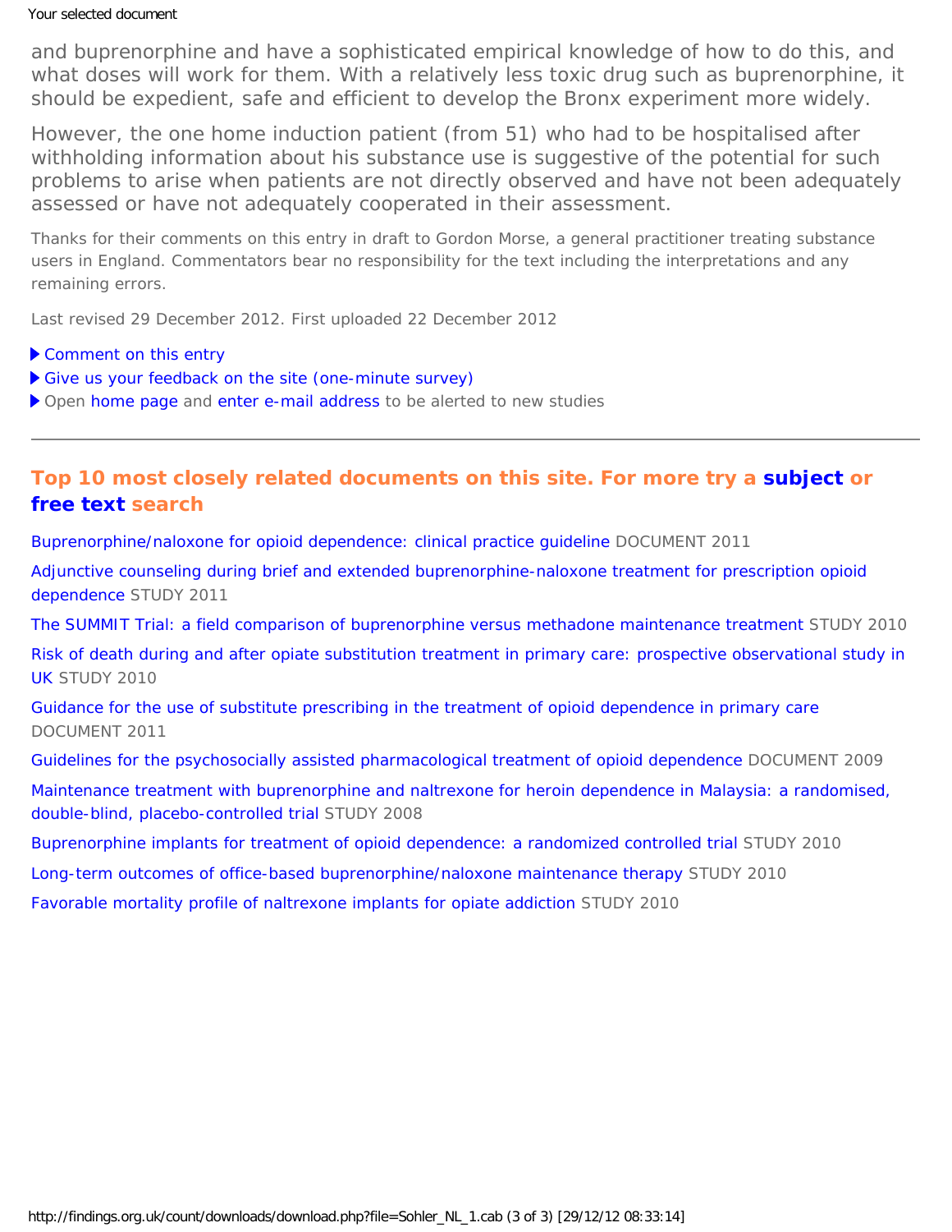and buprenorphine and have a sophisticated empirical knowledge of how to do this, and what doses will work for them. With a relatively less toxic drug such as buprenorphine, it should be expedient, safe and efficient to develop the Bronx experiment more widely.

However, the one home induction patient (from 51) who had to be hospitalised after withholding information about his substance use is suggestive of the potential for such problems to arise when patients are not directly observed and have not been adequately assessed or have not adequately cooperated in their assessment.

Thanks for their comments on this entry in draft to Gordon Morse, a general practitioner treating substance users in England. Commentators bear no responsibility for the text including the interpretations and any remaining errors.

Last revised 29 December 2012. First uploaded 22 December 2012

- Comment on this entry
- Give us your feedback on the site (one-minute survey)
- Open home page and enter e-mail address to be alerted to new studies

---

## Top 10 most closely related documents on this site. For more try a subject or free text search

Buprenorphine/naloxone for opioid dependence: clinical practice guideline DOCUMENT 2011

Adjunctive counseling during brief and extended buprenorphine-naloxone treatment for prescription opioid dependence STUDY 2011

The SUMMIT Trial: a field comparison of buprenorphine versus methadone maintenance treatment STUDY 2010

Risk of death during and after opiate substitution treatment in primary care: prospective observational study in UK STUDY 2010

Guidance for the use of substitute prescribing in the treatment of opioid dependence in primary care DOCUMENT 2011

Guidelines for the psychosocially assisted pharmacological treatment of opioid dependence DOCUMENT 2009

Maintenance treatment with buprenorphine and naltrexone for heroin dependence in Malaysia: a randomised, double-blind, placebo-controlled trial STUDY 2008

Buprenorphine implants for treatment of opioid dependence: a randomized controlled trial STUDY 2010

Long-term outcomes of office-based buprenorphine/naloxone maintenance therapy STUDY 2010

Favorable mortality profile of naltrexone implants for opiate addiction STUDY 2010